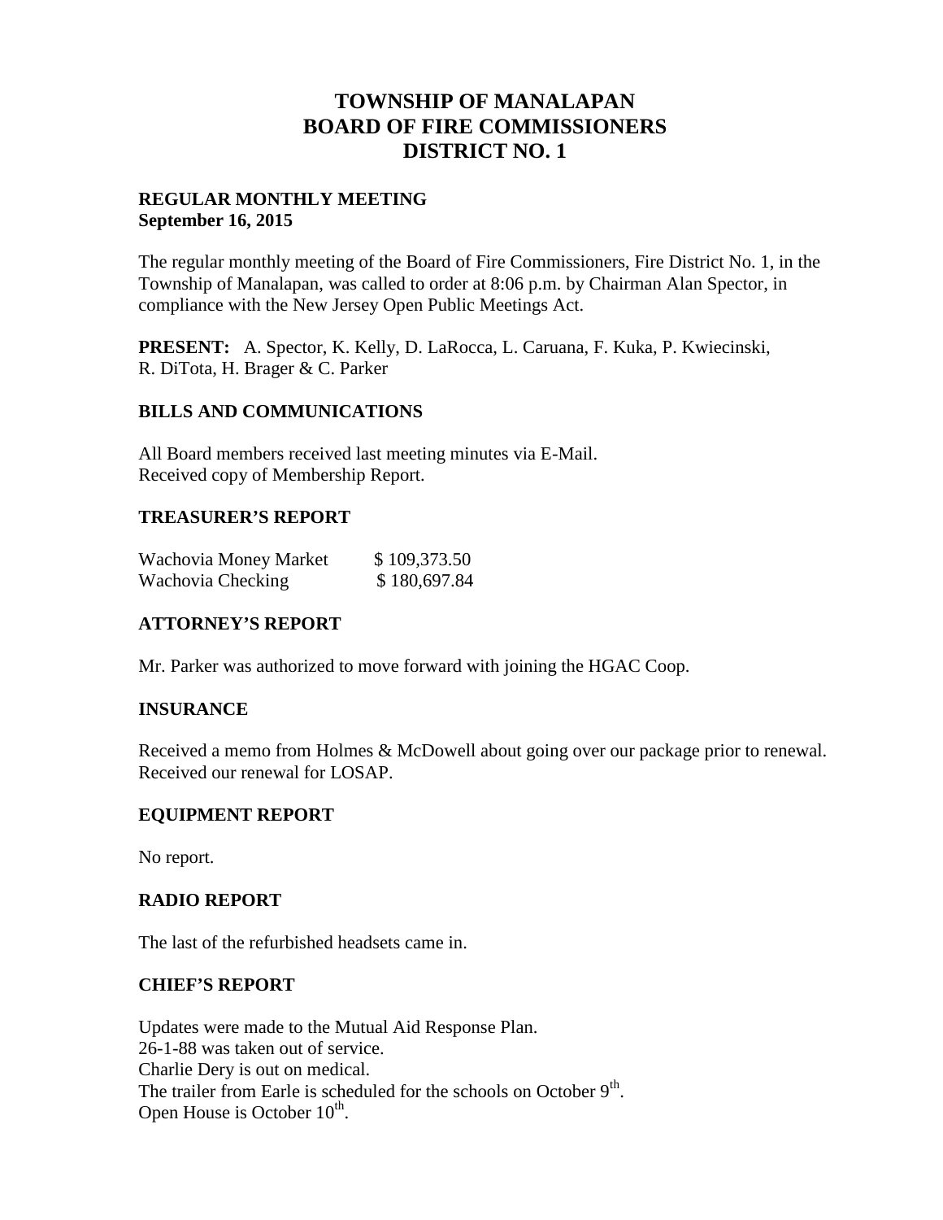# TOWNSHIP OF MANALAPAN
# BOARD OF FIRE COMMISSIONERS
# DISTRICT NO. 1

**REGULAR MONTHLY MEETING**
**September 16, 2015**

The regular monthly meeting of the Board of Fire Commissioners, Fire District No. 1, in the Township of Manalapan, was called to order at 8:06 p.m. by Chairman Alan Spector, in compliance with the New Jersey Open Public Meetings Act.

**PRESENT:** A. Spector, K. Kelly, D. LaRocca, L. Caruana, F. Kuka, P. Kwiecinski, R. DiTota, H. Brager & C. Parker

## BILLS AND COMMUNICATIONS

All Board members received last meeting minutes via E-Mail.
Received copy of Membership Report.

## TREASURER'S REPORT

| | |
|---|---|
| Wachovia Money Market | $ 109,373.50 |
| Wachovia Checking | $ 180,697.84 |

## ATTORNEY'S REPORT

Mr. Parker was authorized to move forward with joining the HGAC Coop.

## INSURANCE

Received a memo from Holmes & McDowell about going over our package prior to renewal.
Received our renewal for LOSAP.

## EQUIPMENT REPORT

No report.

## RADIO REPORT

The last of the refurbished headsets came in.

## CHIEF'S REPORT

Updates were made to the Mutual Aid Response Plan.
26-1-88 was taken out of service.
Charlie Dery is out on medical.
The trailer from Earle is scheduled for the schools on October 9th.
Open House is October 10th.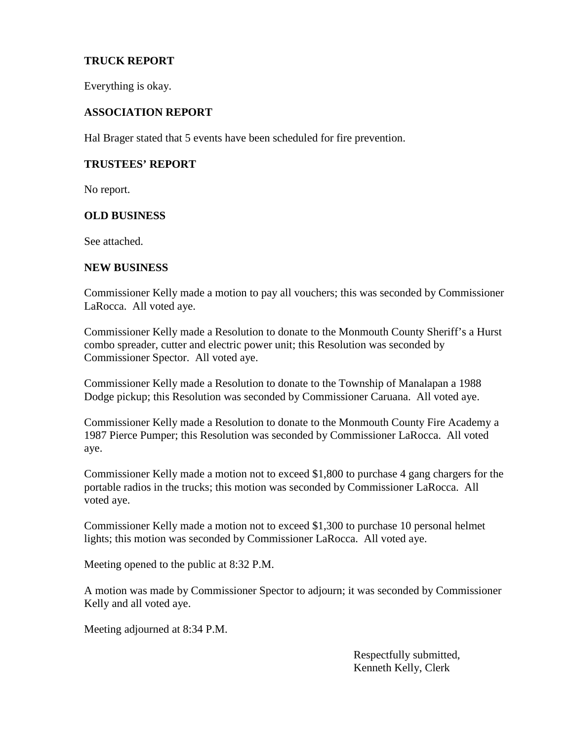## TRUCK REPORT

Everything is okay.

## ASSOCIATION REPORT

Hal Brager stated that 5 events have been scheduled for fire prevention.

## TRUSTEES' REPORT

No report.

## OLD BUSINESS

See attached.

## NEW BUSINESS

Commissioner Kelly made a motion to pay all vouchers; this was seconded by Commissioner LaRocca. All voted aye.

Commissioner Kelly made a Resolution to donate to the Monmouth County Sheriff's a Hurst combo spreader, cutter and electric power unit; this Resolution was seconded by Commissioner Spector. All voted aye.

Commissioner Kelly made a Resolution to donate to the Township of Manalapan a 1988 Dodge pickup; this Resolution was seconded by Commissioner Caruana. All voted aye.

Commissioner Kelly made a Resolution to donate to the Monmouth County Fire Academy a 1987 Pierce Pumper; this Resolution was seconded by Commissioner LaRocca. All voted aye.

Commissioner Kelly made a motion not to exceed $1,800 to purchase 4 gang chargers for the portable radios in the trucks; this motion was seconded by Commissioner LaRocca. All voted aye.

Commissioner Kelly made a motion not to exceed $1,300 to purchase 10 personal helmet lights; this motion was seconded by Commissioner LaRocca. All voted aye.

Meeting opened to the public at 8:32 P.M.

A motion was made by Commissioner Spector to adjourn; it was seconded by Commissioner Kelly and all voted aye.

Meeting adjourned at 8:34 P.M.

Respectfully submitted,
Kenneth Kelly, Clerk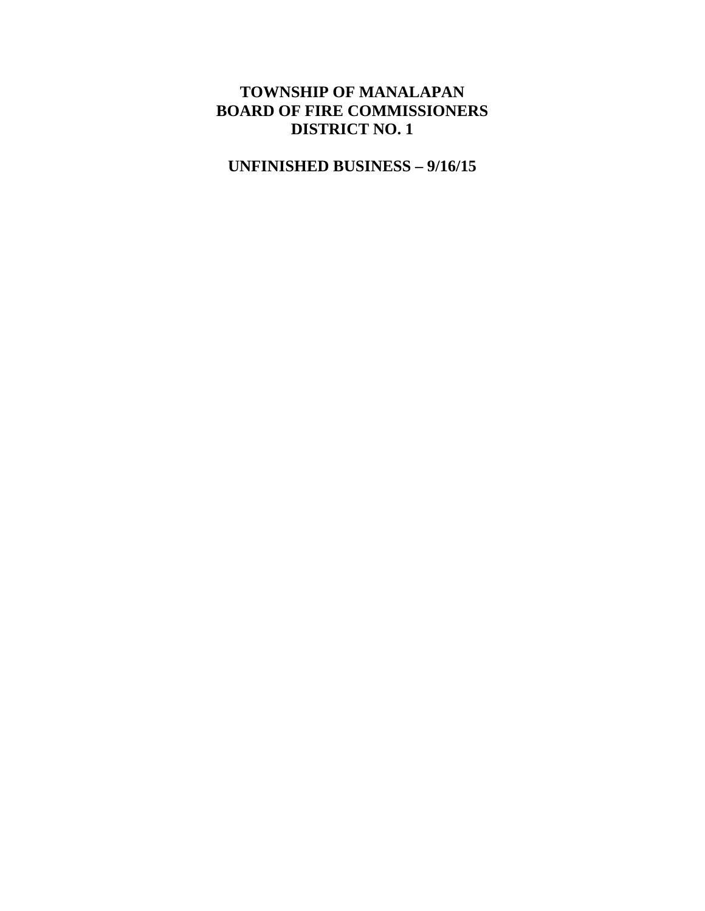# TOWNSHIP OF MANALAPAN
# BOARD OF FIRE COMMISSIONERS
# DISTRICT NO. 1

## UNFINISHED BUSINESS – 9/16/15